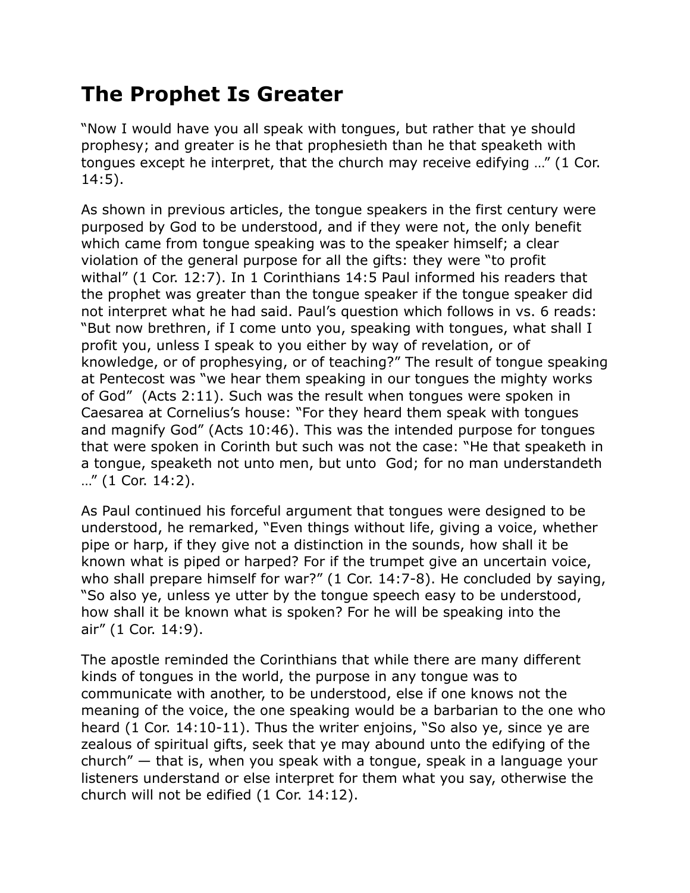# The Prophet Is Greater

"Now I would have you all speak with tongues, but rather that ye should prophesy; and greater is he that prophesieth than he that speaketh with tongues except he interpret, that the church may receive edifying …" (1 Cor. 14:5).

As shown in previous articles, the tongue speakers in the first century were purposed by God to be understood, and if they were not, the only benefit which came from tongue speaking was to the speaker himself; a clear violation of the general purpose for all the gifts: they were "to profit withal" (1 Cor. 12:7). In 1 Corinthians 14:5 Paul informed his readers that the prophet was greater than the tongue speaker if the tongue speaker did not interpret what he had said. Paul's question which follows in vs. 6 reads: "But now brethren, if I come unto you, speaking with tongues, what shall I profit you, unless I speak to you either by way of revelation, or of knowledge, or of prophesying, or of teaching?" The result of tongue speaking at Pentecost was "we hear them speaking in our tongues the mighty works of God" (Acts 2:11). Such was the result when tongues were spoken in Caesarea at Cornelius's house: "For they heard them speak with tongues and magnify God" (Acts 10:46). This was the intended purpose for tongues that were spoken in Corinth but such was not the case: "He that speaketh in a tongue, speaketh not unto men, but unto God; for no man understandeth …" (1 Cor. 14:2).

As Paul continued his forceful argument that tongues were designed to be understood, he remarked, "Even things without life, giving a voice, whether pipe or harp, if they give not a distinction in the sounds, how shall it be known what is piped or harped? For if the trumpet give an uncertain voice, who shall prepare himself for war?" (1 Cor. 14:7-8). He concluded by saying, "So also ye, unless ye utter by the tongue speech easy to be understood, how shall it be known what is spoken? For he will be speaking into the air" (1 Cor. 14:9).

The apostle reminded the Corinthians that while there are many different kinds of tongues in the world, the purpose in any tongue was to communicate with another, to be understood, else if one knows not the meaning of the voice, the one speaking would be a barbarian to the one who heard (1 Cor. 14:10-11). Thus the writer enjoins, "So also ye, since ye are zealous of spiritual gifts, seek that ye may abound unto the edifying of the church" — that is, when you speak with a tongue, speak in a language your listeners understand or else interpret for them what you say, otherwise the church will not be edified (1 Cor. 14:12).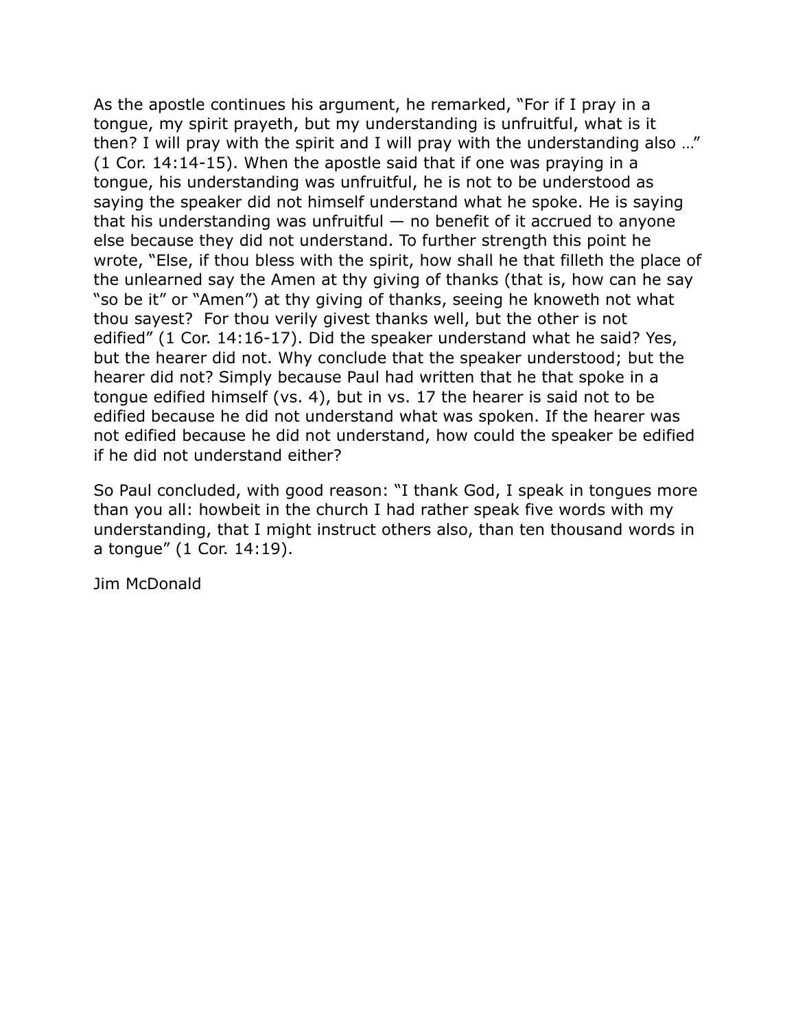As the apostle continues his argument, he remarked, "For if I pray in a tongue, my spirit prayeth, but my understanding is unfruitful, what is it then? I will pray with the spirit and I will pray with the understanding also …" (1 Cor. 14:14-15). When the apostle said that if one was praying in a tongue, his understanding was unfruitful, he is not to be understood as saying the speaker did not himself understand what he spoke. He is saying that his understanding was unfruitful — no benefit of it accrued to anyone else because they did not understand. To further strength this point he wrote, "Else, if thou bless with the spirit, how shall he that filleth the place of the unlearned say the Amen at thy giving of thanks (that is, how can he say "so be it" or "Amen") at thy giving of thanks, seeing he knoweth not what thou sayest?  For thou verily givest thanks well, but the other is not edified" (1 Cor. 14:16-17). Did the speaker understand what he said? Yes, but the hearer did not. Why conclude that the speaker understood; but the hearer did not? Simply because Paul had written that he that spoke in a tongue edified himself (vs. 4), but in vs. 17 the hearer is said not to be edified because he did not understand what was spoken. If the hearer was not edified because he did not understand, how could the speaker be edified if he did not understand either?

So Paul concluded, with good reason: "I thank God, I speak in tongues more than you all: howbeit in the church I had rather speak five words with my understanding, that I might instruct others also, than ten thousand words in a tongue" (1 Cor. 14:19).

Jim McDonald